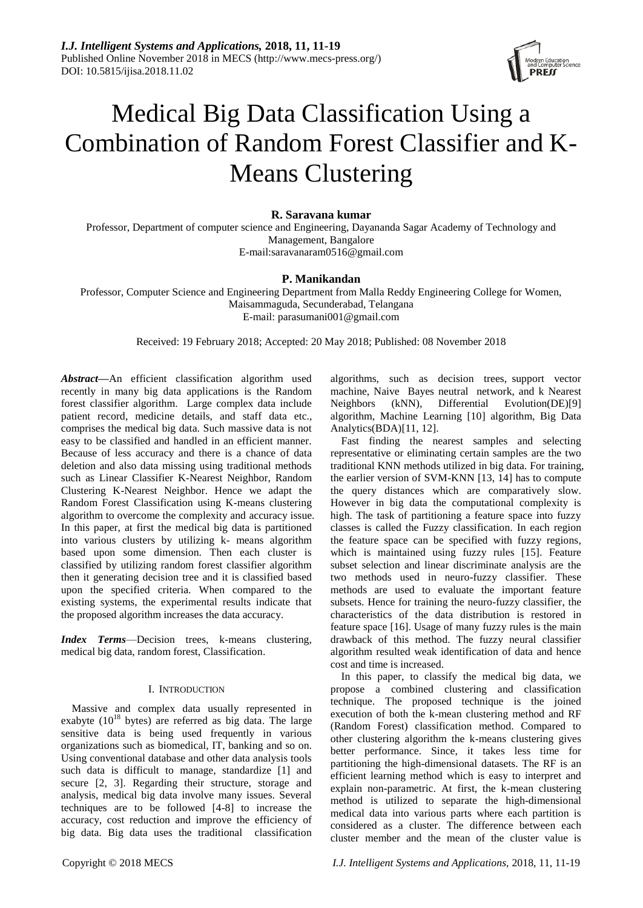# Medical Big Data Classification Using a Combination of Random Forest Classifier and K-Means Clustering

**R. Saravana kumar**

Professor, Department of computer science and Engineering, Dayananda Sagar Academy of Technology and Management, Bangalore

E-mail:saravanaram0516@gmail.com

**P. Manikandan**

Professor, Computer Science and Engineering Department from Malla Reddy Engineering College for Women, Maisammaguda, Secunderabad, Telangana

E-mail: parasumani001@gmail.com

Received: 19 February 2018; Accepted: 20 May 2018; Published: 08 November 2018

***Abstract*—**An efficient classification algorithm used recently in many big data applications is the Random forest classifier algorithm. Large complex data include patient record, medicine details, and staff data etc., comprises the medical big data. Such massive data is not easy to be classified and handled in an efficient manner. Because of less accuracy and there is a chance of data deletion and also data missing using traditional methods such as Linear Classifier K-Nearest Neighbor, Random Clustering K-Nearest Neighbor. Hence we adapt the Random Forest Classification using K-means clustering algorithm to overcome the complexity and accuracy issue. In this paper, at first the medical big data is partitioned into various clusters by utilizing k- means algorithm based upon some dimension. Then each cluster is classified by utilizing random forest classifier algorithm then it generating decision tree and it is classified based upon the specified criteria. When compared to the existing systems, the experimental results indicate that the proposed algorithm increases the data accuracy.

***Index Terms*—**Decision trees, k-means clustering, medical big data, random forest, Classification.

## I. Introduction

Massive and complex data usually represented in exabyte ($10^{18}$ bytes) are referred as big data. The large sensitive data is being used frequently in various organizations such as biomedical, IT, banking and so on. Using conventional database and other data analysis tools such data is difficult to manage, standardize [1] and secure [2, 3]. Regarding their structure, storage and analysis, medical big data involve many issues. Several techniques are to be followed [4-8] to increase the accuracy, cost reduction and improve the efficiency of big data. Big data uses the traditional classification algorithms, such as decision trees, support vector machine, Naive Bayes neutral network, and k Nearest Neighbors (kNN), Differential Evolution(DE)[9] algorithm, Machine Learning [10] algorithm, Big Data Analytics(BDA)[11, 12].

Fast finding the nearest samples and selecting representative or eliminating certain samples are the two traditional KNN methods utilized in big data. For training, the earlier version of SVM-KNN [13, 14] has to compute the query distances which are comparatively slow. However in big data the computational complexity is high. The task of partitioning a feature space into fuzzy classes is called the Fuzzy classification. In each region the feature space can be specified with fuzzy regions, which is maintained using fuzzy rules [15]. Feature subset selection and linear discriminate analysis are the two methods used in neuro-fuzzy classifier. These methods are used to evaluate the important feature subsets. Hence for training the neuro-fuzzy classifier, the characteristics of the data distribution is restored in feature space [16]. Usage of many fuzzy rules is the main drawback of this method. The fuzzy neural classifier algorithm resulted weak identification of data and hence cost and time is increased.

In this paper, to classify the medical big data, we propose a combined clustering and classification technique. The proposed technique is the joined execution of both the k-mean clustering method and RF (Random Forest) classification method. Compared to other clustering algorithm the k-means clustering gives better performance. Since, it takes less time for partitioning the high-dimensional datasets. The RF is an efficient learning method which is easy to interpret and explain non-parametric. At first, the k-mean clustering method is utilized to separate the high-dimensional medical data into various parts where each partition is considered as a cluster. The difference between each cluster member and the mean of the cluster value is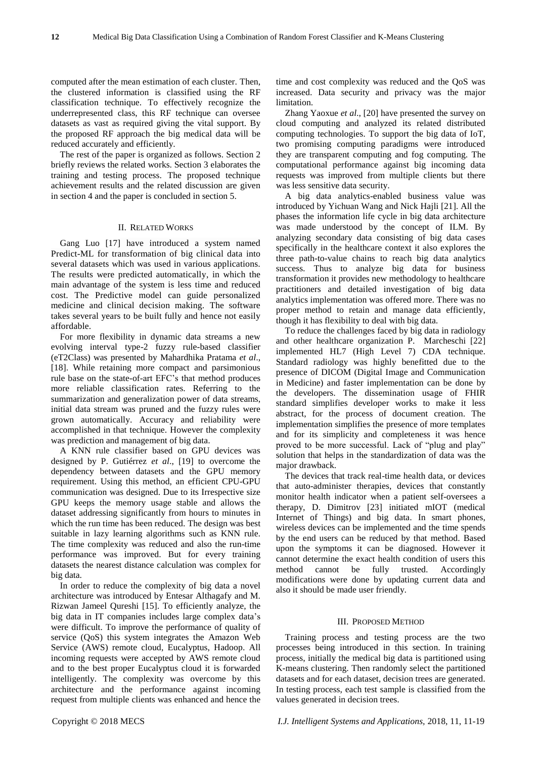computed after the mean estimation of each cluster. Then, the clustered information is classified using the RF classification technique. To effectively recognize the underrepresented class, this RF technique can oversee datasets as vast as required giving the vital support. By the proposed RF approach the big medical data will be reduced accurately and efficiently.

The rest of the paper is organized as follows. Section 2 briefly reviews the related works. Section 3 elaborates the training and testing process. The proposed technique achievement results and the related discussion are given in section 4 and the paper is concluded in section 5.

## II. Related Works

Gang Luo [17] have introduced a system named Predict-ML for transformation of big clinical data into several datasets which was used in various applications. The results were predicted automatically, in which the main advantage of the system is less time and reduced cost. The Predictive model can guide personalized medicine and clinical decision making. The software takes several years to be built fully and hence not easily affordable.

For more flexibility in dynamic data streams a new evolving interval type-2 fuzzy rule-based classifier (eT2Class) was presented by Mahardhika Pratama *et al*., [18]. While retaining more compact and parsimonious rule base on the state-of-art EFC's that method produces more reliable classification rates. Referring to the summarization and generalization power of data streams, initial data stream was pruned and the fuzzy rules were grown automatically. Accuracy and reliability were accomplished in that technique. However the complexity was prediction and management of big data.

A KNN rule classifier based on GPU devices was designed by P. Gutiérrez *et al*., [19] to overcome the dependency between datasets and the GPU memory requirement. Using this method, an efficient CPU-GPU communication was designed. Due to its Irrespective size GPU keeps the memory usage stable and allows the dataset addressing significantly from hours to minutes in which the run time has been reduced. The design was best suitable in lazy learning algorithms such as KNN rule. The time complexity was reduced and also the run-time performance was improved. But for every training datasets the nearest distance calculation was complex for big data.

In order to reduce the complexity of big data a novel architecture was introduced by Entesar Althagafy and M. Rizwan Jameel Qureshi [15]. To efficiently analyze, the big data in IT companies includes large complex data's were difficult. To improve the performance of quality of service (QoS) this system integrates the Amazon Web Service (AWS) remote cloud, Eucalyptus, Hadoop. All incoming requests were accepted by AWS remote cloud and to the best proper Eucalyptus cloud it is forwarded intelligently. The complexity was overcome by this architecture and the performance against incoming request from multiple clients was enhanced and hence the time and cost complexity was reduced and the QoS was increased. Data security and privacy was the major limitation.

Zhang Yaoxue *et al*., [20] have presented the survey on cloud computing and analyzed its related distributed computing technologies. To support the big data of IoT, two promising computing paradigms were introduced they are transparent computing and fog computing. The computational performance against big incoming data requests was improved from multiple clients but there was less sensitive data security.

A big data analytics-enabled business value was introduced by Yichuan Wang and Nick Hajli [21]. All the phases the information life cycle in big data architecture was made understood by the concept of ILM. By analyzing secondary data consisting of big data cases specifically in the healthcare context it also explores the three path-to-value chains to reach big data analytics success. Thus to analyze big data for business transformation it provides new methodology to healthcare practitioners and detailed investigation of big data analytics implementation was offered more. There was no proper method to retain and manage data efficiently, though it has flexibility to deal with big data.

To reduce the challenges faced by big data in radiology and other healthcare organization P. Marcheschi [22] implemented HL7 (High Level 7) CDA technique. Standard radiology was highly benefitted due to the presence of DICOM (Digital Image and Communication in Medicine) and faster implementation can be done by the developers. The dissemination usage of FHIR standard simplifies developer works to make it less abstract, for the process of document creation. The implementation simplifies the presence of more templates and for its simplicity and completeness it was hence proved to be more successful. Lack of "plug and play" solution that helps in the standardization of data was the major drawback.

The devices that track real-time health data, or devices that auto-administer therapies, devices that constantly monitor health indicator when a patient self-oversees a therapy, D. Dimitrov [23] initiated mIOT (medical Internet of Things) and big data. In smart phones, wireless devices can be implemented and the time spends by the end users can be reduced by that method. Based upon the symptoms it can be diagnosed. However it cannot determine the exact health condition of users this method cannot be fully trusted. Accordingly modifications were done by updating current data and also it should be made user friendly.

## III. Proposed Method

Training process and testing process are the two processes being introduced in this section. In training process, initially the medical big data is partitioned using K-means clustering. Then randomly select the partitioned datasets and for each dataset, decision trees are generated. In testing process, each test sample is classified from the values generated in decision trees.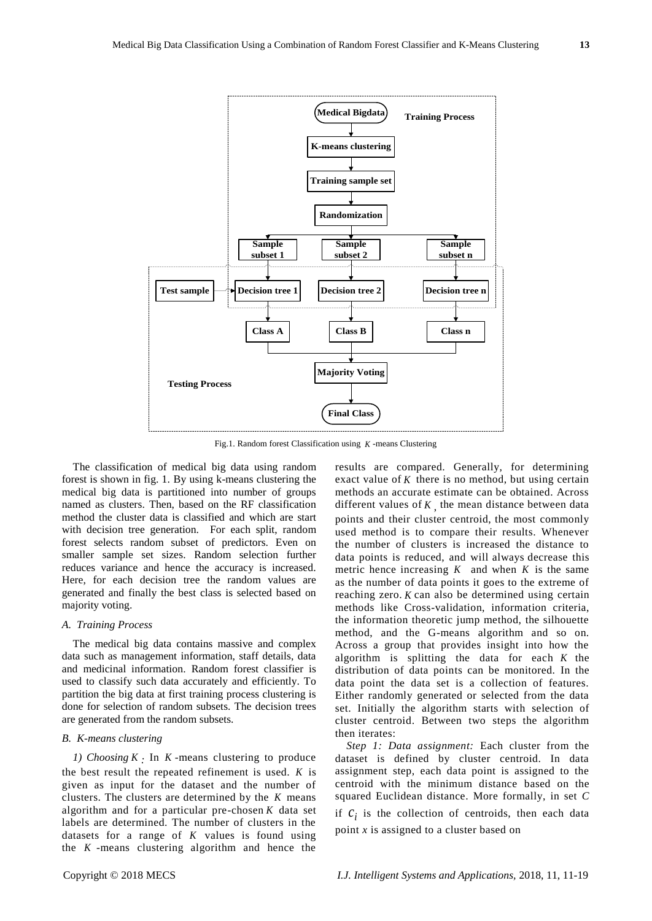Fig.1. Random forest Classification using $K$ -means Clustering

The classification of medical big data using random forest is shown in fig. 1. By using k-means clustering the medical big data is partitioned into number of groups named as clusters. Then, based on the RF classification method the cluster data is classified and which are start with decision tree generation. For each split, random forest selects random subset of predictors. Even on smaller sample set sizes. Random selection further reduces variance and hence the accuracy is increased. Here, for each decision tree the random values are generated and finally the best class is selected based on majority voting.

### *A. Training Process*

The medical big data contains massive and complex data such as management information, staff details, data and medicinal information. Random forest classifier is used to classify such data accurately and efficiently. To partition the big data at first training process clustering is done for selection of random subsets. The decision trees are generated from the random subsets.

### *B. K-means clustering*

*1) Choosing $K$ :* In $K$ -means clustering to produce the best result the repeated refinement is used. $K$ is given as input for the dataset and the number of clusters. The clusters are determined by the $K$ means algorithm and for a particular pre-chosen $K$ data set labels are determined. The number of clusters in the datasets for a range of $K$ values is found using the $K$ -means clustering algorithm and hence the results are compared. Generally, for determining exact value of $K$ there is no method, but using certain methods an accurate estimate can be obtained. Across different values of $K$ , the mean distance between data points and their cluster centroid, the most commonly used method is to compare their results. Whenever the number of clusters is increased the distance to data points is reduced, and will always decrease this metric hence increasing $K$ and when $K$ is the same as the number of data points it goes to the extreme of reaching zero. $K$ can also be determined using certain methods like Cross-validation, information criteria, the information theoretic jump method, the silhouette method, and the G-means algorithm and so on. Across a group that provides insight into how the algorithm is splitting the data for each $K$ the distribution of data points can be monitored. In the data point the data set is a collection of features. Either randomly generated or selected from the data set. Initially the algorithm starts with selection of cluster centroid. Between two steps the algorithm then iterates:

*Step 1: Data assignment:* Each cluster from the dataset is defined by cluster centroid. In data assignment step, each data point is assigned to the centroid with the minimum distance based on the squared Euclidean distance. More formally, in set $C$ if $c_i$ is the collection of centroids, then each data point $x$ is assigned to a cluster based on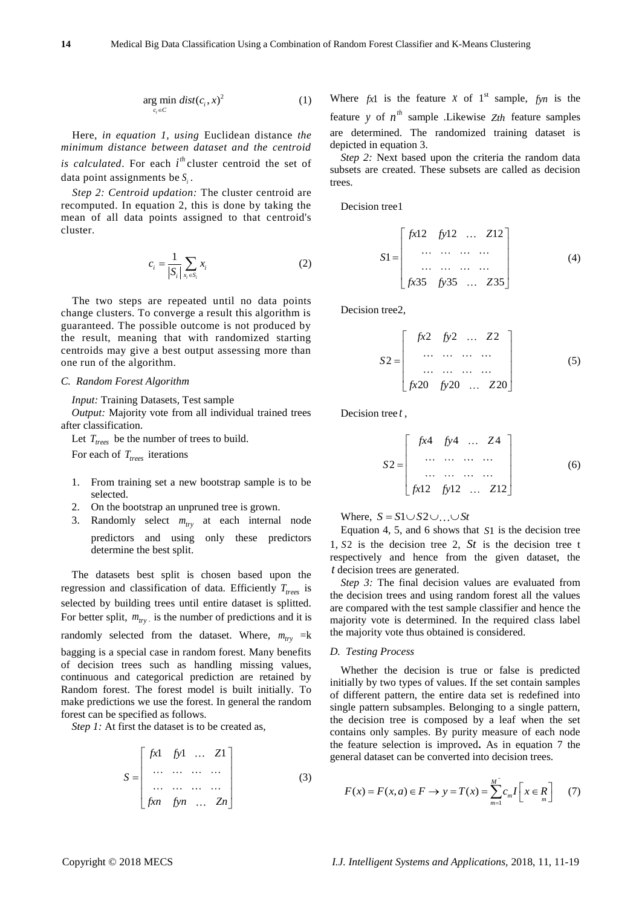$$\arg\min_{c_i \in C} dist(c_i, x)^2 \qquad (1)$$

Here, *in equation 1, using* Euclidean distance *the minimum distance between dataset and the centroid is calculated*. For each $i^{th}$ cluster centroid the set of data point assignments be $S_i$.

*Step 2: Centroid updation:* The cluster centroid are recomputed. In equation 2, this is done by taking the mean of all data points assigned to that centroid's cluster.

$$c_i = \frac{1}{|S_i|} \sum_{x_i \in S_i} x_i \qquad (2)$$

The two steps are repeated until no data points change clusters. To converge a result this algorithm is guaranteed. The possible outcome is not produced by the result, meaning that with randomized starting centroids may give a best output assessing more than one run of the algorithm.

### C. Random Forest Algorithm

*Input:* Training Datasets, Test sample

*Output:* Majority vote from all individual trained trees after classification.

Let $T_{trees}$ be the number of trees to build.

For each of $T_{trees}$ iterations

1. From training set a new bootstrap sample is to be selected.
2. On the bootstrap an unpruned tree is grown.
3. Randomly select $m_{try}$ at each internal node predictors and using only these predictors determine the best split.

The datasets best split is chosen based upon the regression and classification of data. Efficiently $T_{trees}$ is selected by building trees until entire dataset is splitted. For better split, $m_{try}$. is the number of predictions and it is randomly selected from the dataset. Where, $m_{try}$ =k bagging is a special case in random forest. Many benefits of decision trees such as handling missing values, continuous and categorical prediction are retained by Random forest. The forest model is built initially. To make predictions we use the forest. In general the random forest can be specified as follows.

*Step 1:* At first the dataset is to be created as,

$$S = \begin{bmatrix} fx1 & fy1 & \dots & Z1 \\ \dots & \dots & \dots & \dots \\ \dots & \dots & \dots & \dots \\ fxn & fyn & \dots & Zn \end{bmatrix} \qquad (3)$$

Where $fx1$ is the feature $x$ of 1st sample, $fyn$ is the feature $y$ of $n^{th}$ sample .Likewise $Zth$ feature samples are determined. The randomized training dataset is depicted in equation 3.

*Step 2:* Next based upon the criteria the random data subsets are created. These subsets are called as decision trees.

Decision tree1

$$S1 = \begin{bmatrix} fx12 & fy12 & \dots & Z12 \\ \dots & \dots & \dots & \dots \\ \dots & \dots & \dots & \dots \\ fx35 & fy35 & \dots & Z35 \end{bmatrix} \qquad (4)$$

Decision tree2,

$$S2 = \begin{bmatrix} fx2 & fy2 & \dots & Z2 \\ \dots & \dots & \dots & \dots \\ \dots & \dots & \dots & \dots \\ fx20 & fy20 & \dots & Z20 \end{bmatrix} \qquad (5)$$

Decision tree $t$,

$$S2 = \begin{bmatrix} fx4 & fy4 & \dots & Z4 \\ \dots & \dots & \dots & \dots \\ \dots & \dots & \dots & \dots \\ fx12 & fy12 & \dots & Z12 \end{bmatrix} \qquad (6)$$

Where, $S = S1 \cup S2 \cup \dots \cup St$

Equation 4, 5, and 6 shows that $S1$ is the decision tree 1, $S2$ is the decision tree 2, $St$ is the decision tree t respectively and hence from the given dataset, the $t$ decision trees are generated.

*Step 3:* The final decision values are evaluated from the decision trees and using random forest all the values are compared with the test sample classifier and hence the majority vote is determined. In the required class label the majority vote thus obtained is considered.

### D. Testing Process

Whether the decision is true or false is predicted initially by two types of values. If the set contain samples of different pattern, the entire data set is redefined into single pattern subsamples. Belonging to a single pattern, the decision tree is composed by a leaf when the set contains only samples. By purity measure of each node the feature selection is improved**.** As in equation 7 the general dataset can be converted into decision trees.

$$F(x) = F(x,a) \in F \rightarrow y = T(x) = \sum_{m=1}^{\hat{M}} c_m I\left[x \in R_m\right] \qquad (7)$$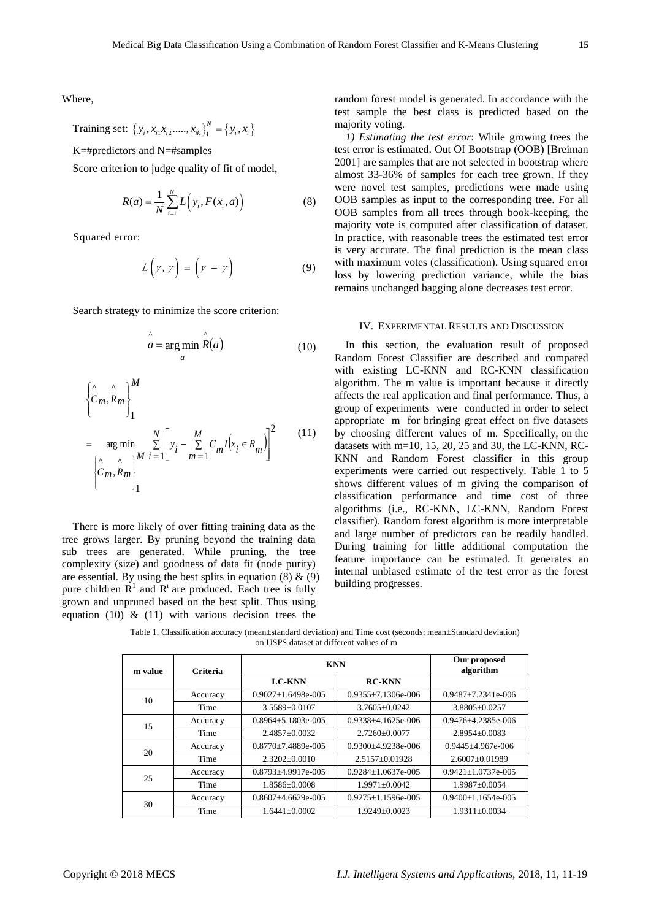Where,

Training set: $\{y_i, x_{i1}x_{i2}.....,x_{ik}\}_1^N = \{y_i, x_i\}$

K=#predictors and N=#samples

Score criterion to judge quality of fit of model,

$$R(a) = \frac{1}{N}\sum_{i=1}^{N} L\left(y_i, F(x_i, a)\right) \tag{8}$$

Squared error:

$$L\left(y, y\right) = \left(y - y\right) \tag{9}$$

Search strategy to minimize the score criterion:

$$\hat{a} = \arg\min_{a} \hat{R}(a) \tag{10}$$

$$\left\{\hat{C}_m, \hat{R}_m\right\}_1^M = \arg\min_{\left\{\hat{C}_m, \hat{R}_m\right\}_1^M} \sum_{i=1}^{N}\left[y_i - \sum_{m=1}^{M} C_m I\left(x_i \in R_m\right)\right]^2 \tag{11}$$

There is more likely of over fitting training data as the tree grows larger. By pruning beyond the training data sub trees are generated. While pruning, the tree complexity (size) and goodness of data fit (node purity) are essential. By using the best splits in equation (8) & (9) pure children $R^l$ and $R^r$ are produced. Each tree is fully grown and unpruned based on the best split. Thus using equation (10) & (11) with various decision trees the random forest model is generated. In accordance with the test sample the best class is predicted based on the majority voting.

*1) Estimating the test error*: While growing trees the test error is estimated. Out Of Bootstrap (OOB) [Breiman 2001] are samples that are not selected in bootstrap where almost 33-36% of samples for each tree grown. If they were novel test samples, predictions were made using OOB samples as input to the corresponding tree. For all OOB samples from all trees through book-keeping, the majority vote is computed after classification of dataset. In practice, with reasonable trees the estimated test error is very accurate. The final prediction is the mean class with maximum votes (classification). Using squared error loss by lowering prediction variance, while the bias remains unchanged bagging alone decreases test error.

## IV. Experimental Results and Discussion

In this section, the evaluation result of proposed Random Forest Classifier are described and compared with existing LC-KNN and RC-KNN classification algorithm. The m value is important because it directly affects the real application and final performance. Thus, a group of experiments were conducted in order to select appropriate m for bringing great effect on five datasets by choosing different values of m. Specifically, on the datasets with m=10, 15, 20, 25 and 30, the LC-KNN, RC-KNN and Random Forest classifier in this group experiments were carried out respectively. Table 1 to 5 shows different values of m giving the comparison of classification performance and time cost of three algorithms (i.e., RC-KNN, LC-KNN, Random Forest classifier). Random forest algorithm is more interpretable and large number of predictors can be readily handled. During training for little additional computation the feature importance can be estimated. It generates an internal unbiased estimate of the test error as the forest building progresses.

Table 1. Classification accuracy (mean±standard deviation) and Time cost (seconds: mean±Standard deviation) on USPS dataset at different values of m

| m value | Criteria | KNN | | Our proposed algorithm |
|---|---|---|---|---|
| | | LC-KNN | RC-KNN | |
| 10 | Accuracy | 0.9027±1.6498e-005 | 0.9355±7.1306e-006 | 0.9487±7.2341e-006 |
| | Time | 3.5589±0.0107 | 3.7605±0.0242 | 3.8805±0.0257 |
| 15 | Accuracy | 0.8964±5.1803e-005 | 0.9338±4.1625e-006 | 0.9476±4.2385e-006 |
| | Time | 2.4857±0.0032 | 2.7260±0.0077 | 2.8954±0.0083 |
| 20 | Accuracy | 0.8770±7.4889e-005 | 0.9300±4.9238e-006 | 0.9445±4.967e-006 |
| | Time | 2.3202±0.0010 | 2.5157±0.01928 | 2.6007±0.01989 |
| 25 | Accuracy | 0.8793±4.9917e-005 | 0.9284±1.0637e-005 | 0.9421±1.0737e-005 |
| | Time | 1.8586±0.0008 | 1.9971±0.0042 | 1.9987±0.0054 |
| 30 | Accuracy | 0.8607±4.6629e-005 | 0.9275±1.1596e-005 | 0.9400±1.1654e-005 |
| | Time | 1.6441±0.0002 | 1.9249±0.0023 | 1.9311±0.0034 |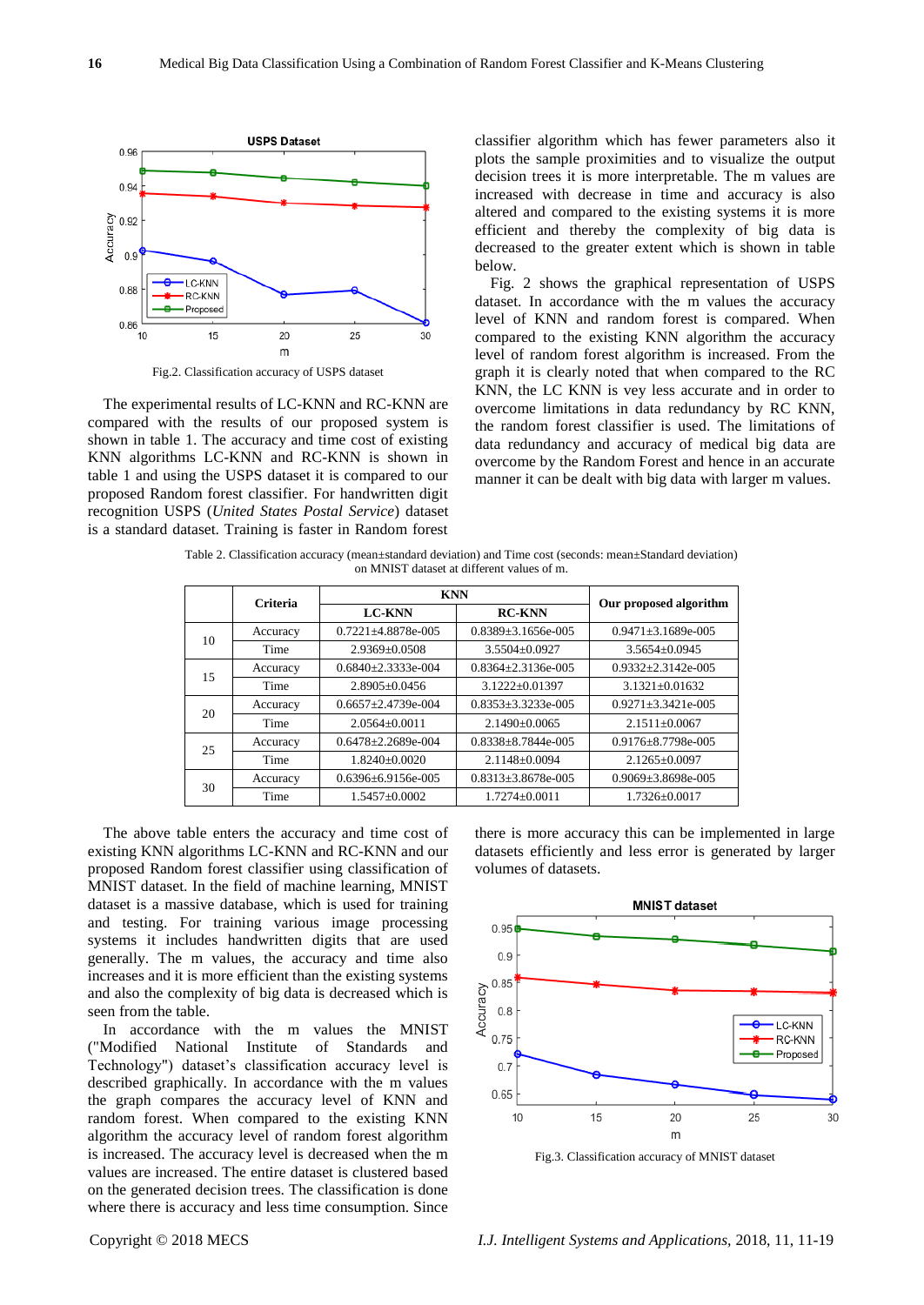Fig.2. Classification accuracy of USPS dataset

The experimental results of LC-KNN and RC-KNN are compared with the results of our proposed system is shown in table 1. The accuracy and time cost of existing KNN algorithms LC-KNN and RC-KNN is shown in table 1 and using the USPS dataset it is compared to our proposed Random forest classifier. For handwritten digit recognition USPS (*United States Postal Service*) dataset is a standard dataset. Training is faster in Random forest classifier algorithm which has fewer parameters also it plots the sample proximities and to visualize the output decision trees it is more interpretable. The m values are increased with decrease in time and accuracy is also altered and compared to the existing systems it is more efficient and thereby the complexity of big data is decreased to the greater extent which is shown in table below.

Fig. 2 shows the graphical representation of USPS dataset. In accordance with the m values the accuracy level of KNN and random forest is compared. When compared to the existing KNN algorithm the accuracy level of random forest algorithm is increased. From the graph it is clearly noted that when compared to the RC KNN, the LC KNN is vey less accurate and in order to overcome limitations in data redundancy by RC KNN, the random forest classifier is used. The limitations of data redundancy and accuracy of medical big data are overcome by the Random Forest and hence in an accurate manner it can be dealt with big data with larger m values.

Table 2. Classification accuracy (mean±standard deviation) and Time cost (seconds: mean±Standard deviation) on MNIST dataset at different values of m.

| | Criteria | KNN | | Our proposed algorithm |
|---|---|---|---|---|
| | | LC-KNN | RC-KNN | |
| 10 | Accuracy | 0.7221±4.8878e-005 | 0.8389±3.1656e-005 | 0.9471±3.1689e-005 |
| | Time | 2.9369±0.0508 | 3.5504±0.0927 | 3.5654±0.0945 |
| 15 | Accuracy | 0.6840±2.3333e-004 | 0.8364±2.3136e-005 | 0.9332±2.3142e-005 |
| | Time | 2.8905±0.0456 | 3.1222±0.01397 | 3.1321±0.01632 |
| 20 | Accuracy | 0.6657±2.4739e-004 | 0.8353±3.3233e-005 | 0.9271±3.3421e-005 |
| | Time | 2.0564±0.0011 | 2.1490±0.0065 | 2.1511±0.0067 |
| 25 | Accuracy | 0.6478±2.2689e-004 | 0.8338±8.7844e-005 | 0.9176±8.7798e-005 |
| | Time | 1.8240±0.0020 | 2.1148±0.0094 | 2.1265±0.0097 |
| 30 | Accuracy | 0.6396±6.9156e-005 | 0.8313±3.8678e-005 | 0.9069±3.8698e-005 |
| | Time | 1.5457±0.0002 | 1.7274±0.0011 | 1.7326±0.0017 |

The above table enters the accuracy and time cost of existing KNN algorithms LC-KNN and RC-KNN and our proposed Random forest classifier using classification of MNIST dataset. In the field of machine learning, MNIST dataset is a massive database, which is used for training and testing. For training various image processing systems it includes handwritten digits that are used generally. The m values, the accuracy and time also increases and it is more efficient than the existing systems and also the complexity of big data is decreased which is seen from the table.

In accordance with the m values the MNIST ("Modified National Institute of Standards and Technology") dataset's classification accuracy level is described graphically. In accordance with the m values the graph compares the accuracy level of KNN and random forest. When compared to the existing KNN algorithm the accuracy level of random forest algorithm is increased. The accuracy level is decreased when the m values are increased. The entire dataset is clustered based on the generated decision trees. The classification is done where there is accuracy and less time consumption. Since there is more accuracy this can be implemented in large datasets efficiently and less error is generated by larger volumes of datasets.

Fig.3. Classification accuracy of MNIST dataset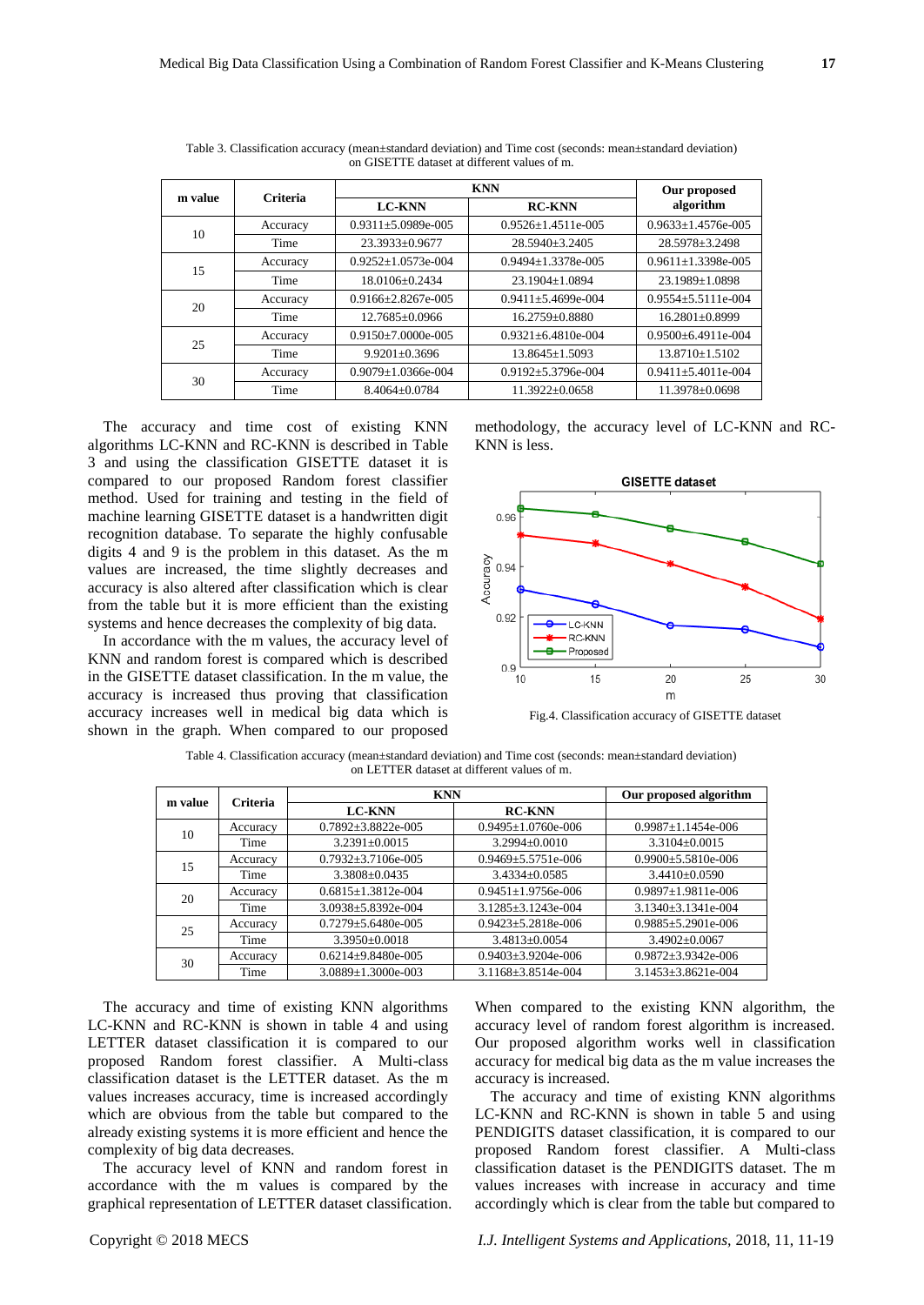Table 3. Classification accuracy (mean±standard deviation) and Time cost (seconds: mean±standard deviation) on GISETTE dataset at different values of m.

| m value | Criteria | KNN | | Our proposed algorithm |
|---|---|---|---|---|
| | | LC-KNN | RC-KNN | |
| 10 | Accuracy | 0.9311±5.0989e-005 | 0.9526±1.4511e-005 | 0.9633±1.4576e-005 |
| | Time | 23.3933±0.9677 | 28.5940±3.2405 | 28.5978±3.2498 |
| 15 | Accuracy | 0.9252±1.0573e-004 | 0.9494±1.3378e-005 | 0.9611±1.3398e-005 |
| | Time | 18.0106±0.2434 | 23.1904±1.0894 | 23.1989±1.0898 |
| 20 | Accuracy | 0.9166±2.8267e-005 | 0.9411±5.4699e-004 | 0.9554±5.5111e-004 |
| | Time | 12.7685±0.0966 | 16.2759±0.8880 | 16.2801±0.8999 |
| 25 | Accuracy | 0.9150±7.0000e-005 | 0.9321±6.4810e-004 | 0.9500±6.4911e-004 |
| | Time | 9.9201±0.3696 | 13.8645±1.5093 | 13.8710±1.5102 |
| 30 | Accuracy | 0.9079±1.0366e-004 | 0.9192±5.3796e-004 | 0.9411±5.4011e-004 |
| | Time | 8.4064±0.0784 | 11.3922±0.0658 | 11.3978±0.0698 |

The accuracy and time cost of existing KNN algorithms LC-KNN and RC-KNN is described in Table 3 and using the classification GISETTE dataset it is compared to our proposed Random forest classifier method. Used for training and testing in the field of machine learning GISETTE dataset is a handwritten digit recognition database. To separate the highly confusable digits 4 and 9 is the problem in this dataset. As the m values are increased, the time slightly decreases and accuracy is also altered after classification which is clear from the table but it is more efficient than the existing systems and hence decreases the complexity of big data.

In accordance with the m values, the accuracy level of KNN and random forest is compared which is described in the GISETTE dataset classification. In the m value, the accuracy is increased thus proving that classification accuracy increases well in medical big data which is shown in the graph. When compared to our proposed methodology, the accuracy level of LC-KNN and RC-KNN is less.

Fig.4. Classification accuracy of GISETTE dataset

Table 4. Classification accuracy (mean±standard deviation) and Time cost (seconds: mean±standard deviation) on LETTER dataset at different values of m.

| m value | Criteria | KNN | | Our proposed algorithm |
|---|---|---|---|---|
| | | LC-KNN | RC-KNN | |
| 10 | Accuracy | 0.7892±3.8822e-005 | 0.9495±1.0760e-006 | 0.9987±1.1454e-006 |
| | Time | 3.2391±0.0015 | 3.2994±0.0010 | 3.3104±0.0015 |
| 15 | Accuracy | 0.7932±3.7106e-005 | 0.9469±5.5751e-006 | 0.9900±5.5810e-006 |
| | Time | 3.3808±0.0435 | 3.4334±0.0585 | 3.4410±0.0590 |
| 20 | Accuracy | 0.6815±1.3812e-004 | 0.9451±1.9756e-006 | 0.9897±1.9811e-006 |
| | Time | 3.0938±5.8392e-004 | 3.1285±3.1243e-004 | 3.1340±3.1341e-004 |
| 25 | Accuracy | 0.7279±5.6480e-005 | 0.9423±5.2818e-006 | 0.9885±5.2901e-006 |
| | Time | 3.3950±0.0018 | 3.4813±0.0054 | 3.4902±0.0067 |
| 30 | Accuracy | 0.6214±9.8480e-005 | 0.9403±3.9204e-006 | 0.9872±3.9342e-006 |
| | Time | 3.0889±1.3000e-003 | 3.1168±3.8514e-004 | 3.1453±3.8621e-004 |

The accuracy and time of existing KNN algorithms LC-KNN and RC-KNN is shown in table 4 and using LETTER dataset classification it is compared to our proposed Random forest classifier. A Multi-class classification dataset is the LETTER dataset. As the m values increases accuracy, time is increased accordingly which are obvious from the table but compared to the already existing systems it is more efficient and hence the complexity of big data decreases.

The accuracy level of KNN and random forest in accordance with the m values is compared by the graphical representation of LETTER dataset classification. When compared to the existing KNN algorithm, the accuracy level of random forest algorithm is increased. Our proposed algorithm works well in classification accuracy for medical big data as the m value increases the accuracy is increased.

The accuracy and time of existing KNN algorithms LC-KNN and RC-KNN is shown in table 5 and using PENDIGITS dataset classification, it is compared to our proposed Random forest classifier. A Multi-class classification dataset is the PENDIGITS dataset. The m values increases with increase in accuracy and time accordingly which is clear from the table but compared to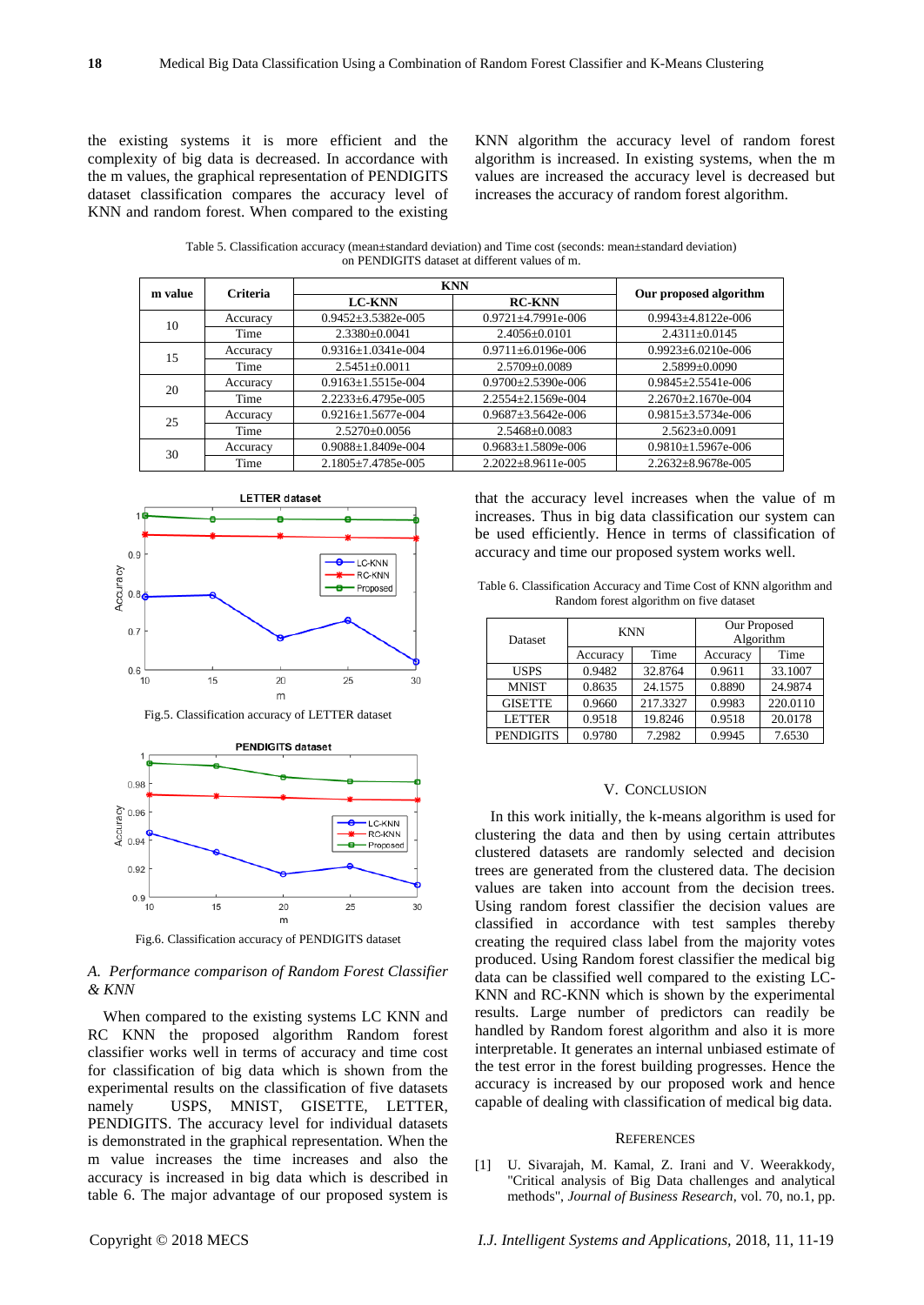the existing systems it is more efficient and the complexity of big data is decreased. In accordance with the m values, the graphical representation of PENDIGITS dataset classification compares the accuracy level of KNN and random forest. When compared to the existing KNN algorithm the accuracy level of random forest algorithm is increased. In existing systems, when the m values are increased the accuracy level is decreased but increases the accuracy of random forest algorithm.

Table 5. Classification accuracy (mean±standard deviation) and Time cost (seconds: mean±standard deviation) on PENDIGITS dataset at different values of m.

| m value | Criteria | KNN | | Our proposed algorithm |
|---|---|---|---|---|
| | | LC-KNN | RC-KNN | |
| 10 | Accuracy | 0.9452±3.5382e-005 | 0.9721±4.7991e-006 | 0.9943±4.8122e-006 |
| | Time | 2.3380±0.0041 | 2.4056±0.0101 | 2.4311±0.0145 |
| 15 | Accuracy | 0.9316±1.0341e-004 | 0.9711±6.0196e-006 | 0.9923±6.0210e-006 |
| | Time | 2.5451±0.0011 | 2.5709±0.0089 | 2.5899±0.0090 |
| 20 | Accuracy | 0.9163±1.5515e-004 | 0.9700±2.5390e-006 | 0.9845±2.5541e-006 |
| | Time | 2.2233±6.4795e-005 | 2.2554±2.1569e-004 | 2.2670±2.1670e-004 |
| 25 | Accuracy | 0.9216±1.5677e-004 | 0.9687±3.5642e-006 | 0.9815±3.5734e-006 |
| | Time | 2.5270±0.0056 | 2.5468±0.0083 | 2.5623±0.0091 |
| 30 | Accuracy | 0.9088±1.8409e-004 | 0.9683±1.5809e-006 | 0.9810±1.5967e-006 |
| | Time | 2.1805±7.4785e-005 | 2.2022±8.9611e-005 | 2.2632±8.9678e-005 |

Fig.5. Classification accuracy of LETTER dataset

Fig.6. Classification accuracy of PENDIGITS dataset

### *A. Performance comparison of Random Forest Classifier & KNN*

When compared to the existing systems LC KNN and RC KNN the proposed algorithm Random forest classifier works well in terms of accuracy and time cost for classification of big data which is shown from the experimental results on the classification of five datasets namely USPS, MNIST, GISETTE, LETTER, PENDIGITS. The accuracy level for individual datasets is demonstrated in the graphical representation. When the m value increases the time increases and also the accuracy is increased in big data which is described in table 6. The major advantage of our proposed system is that the accuracy level increases when the value of m increases. Thus in big data classification our system can be used efficiently. Hence in terms of classification of accuracy and time our proposed system works well.

Table 6. Classification Accuracy and Time Cost of KNN algorithm and Random forest algorithm on five dataset

| Dataset | KNN | | Our Proposed Algorithm | |
|---|---|---|---|---|
| | Accuracy | Time | Accuracy | Time |
| USPS | 0.9482 | 32.8764 | 0.9611 | 33.1007 |
| MNIST | 0.8635 | 24.1575 | 0.8890 | 24.9874 |
| GISETTE | 0.9660 | 217.3327 | 0.9983 | 220.0110 |
| LETTER | 0.9518 | 19.8246 | 0.9518 | 20.0178 |
| PENDIGITS | 0.9780 | 7.2982 | 0.9945 | 7.6530 |

## V. Conclusion

In this work initially, the k-means algorithm is used for clustering the data and then by using certain attributes clustered datasets are randomly selected and decision trees are generated from the clustered data. The decision values are taken into account from the decision trees. Using random forest classifier the decision values are classified in accordance with test samples thereby creating the required class label from the majority votes produced. Using Random forest classifier the medical big data can be classified well compared to the existing LC-KNN and RC-KNN which is shown by the experimental results. Large number of predictors can readily be handled by Random forest algorithm and also it is more interpretable. It generates an internal unbiased estimate of the test error in the forest building progresses. Hence the accuracy is increased by our proposed work and hence capable of dealing with classification of medical big data.

## References

[1] U. Sivarajah, M. Kamal, Z. Irani and V. Weerakkody, "Critical analysis of Big Data challenges and analytical methods", *Journal of Business Research*, vol. 70, no.1, pp.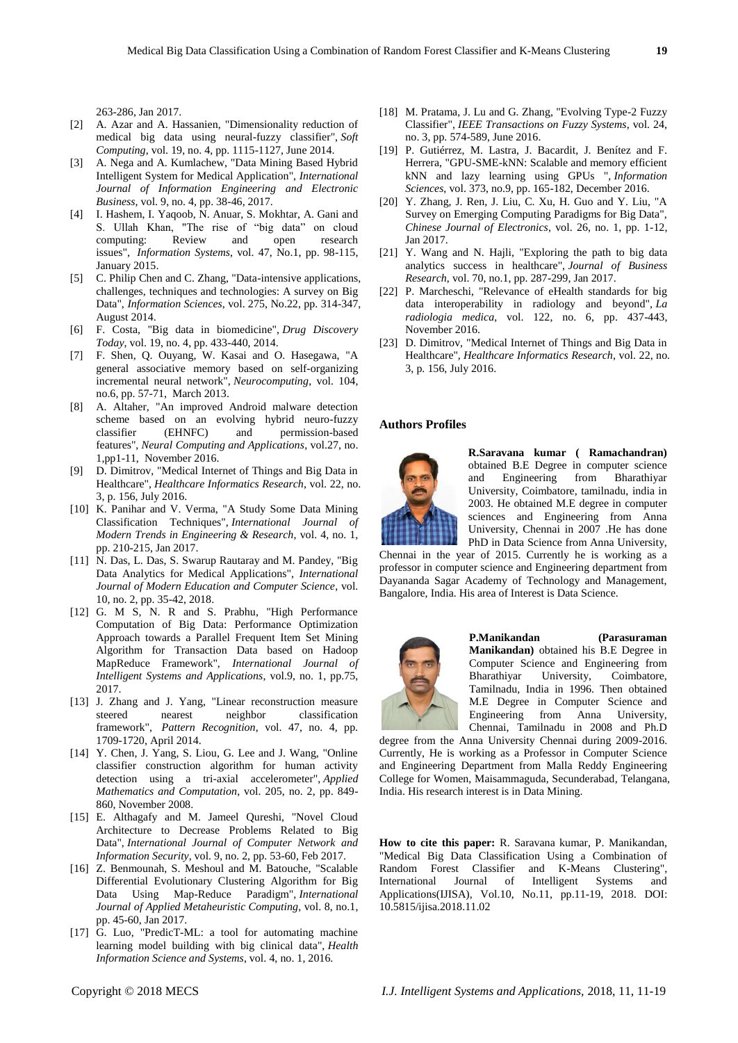263-286, Jan 2017.

[2] A. Azar and A. Hassanien, "Dimensionality reduction of medical big data using neural-fuzzy classifier", *Soft Computing*, vol. 19, no. 4, pp. 1115-1127, June 2014.

[3] A. Nega and A. Kumlachew, "Data Mining Based Hybrid Intelligent System for Medical Application", *International Journal of Information Engineering and Electronic Business*, vol. 9, no. 4, pp. 38-46, 2017.

[4] I. Hashem, I. Yaqoob, N. Anuar, S. Mokhtar, A. Gani and S. Ullah Khan, "The rise of "big data" on cloud computing: Review and open research issues", *Information Systems*, vol. 47, No.1, pp. 98-115, January 2015.

[5] C. Philip Chen and C. Zhang, "Data-intensive applications, challenges, techniques and technologies: A survey on Big Data", *Information Sciences*, vol. 275, No.22, pp. 314-347, August 2014.

[6] F. Costa, "Big data in biomedicine", *Drug Discovery Today*, vol. 19, no. 4, pp. 433-440, 2014.

[7] F. Shen, Q. Ouyang, W. Kasai and O. Hasegawa, "A general associative memory based on self-organizing incremental neural network", *Neurocomputing*, vol. 104, no.6, pp. 57-71, March 2013.

[8] A. Altaher, "An improved Android malware detection scheme based on an evolving hybrid neuro-fuzzy classifier (EHNFC) and permission-based features", *Neural Computing and Applications*, vol.27, no. 1,pp1-11, November 2016.

[9] D. Dimitrov, "Medical Internet of Things and Big Data in Healthcare", *Healthcare Informatics Research*, vol. 22, no. 3, p. 156, July 2016.

[10] K. Panihar and V. Verma, "A Study Some Data Mining Classification Techniques", *International Journal of Modern Trends in Engineering & Research*, vol. 4, no. 1, pp. 210-215, Jan 2017.

[11] N. Das, L. Das, S. Swarup Rautaray and M. Pandey, "Big Data Analytics for Medical Applications", *International Journal of Modern Education and Computer Science*, vol. 10, no. 2, pp. 35-42, 2018.

[12] G. M S, N. R and S. Prabhu, "High Performance Computation of Big Data: Performance Optimization Approach towards a Parallel Frequent Item Set Mining Algorithm for Transaction Data based on Hadoop MapReduce Framework", *International Journal of Intelligent Systems and Applications*, vol.9, no. 1, pp.75, 2017.

[13] J. Zhang and J. Yang, "Linear reconstruction measure steered nearest neighbor classification framework", *Pattern Recognition*, vol. 47, no. 4, pp. 1709-1720, April 2014.

[14] Y. Chen, J. Yang, S. Liou, G. Lee and J. Wang, "Online classifier construction algorithm for human activity detection using a tri-axial accelerometer", *Applied Mathematics and Computation*, vol. 205, no. 2, pp. 849-860, November 2008.

[15] E. Althagafy and M. Jameel Qureshi, "Novel Cloud Architecture to Decrease Problems Related to Big Data", *International Journal of Computer Network and Information Security*, vol. 9, no. 2, pp. 53-60, Feb 2017.

[16] Z. Benmounah, S. Meshoul and M. Batouche, "Scalable Differential Evolutionary Clustering Algorithm for Big Data Using Map-Reduce Paradigm", *International Journal of Applied Metaheuristic Computing*, vol. 8, no.1, pp. 45-60, Jan 2017.

[17] G. Luo, "PredicT-ML: a tool for automating machine learning model building with big clinical data", *Health Information Science and Systems*, vol. 4, no. 1, 2016.

[18] M. Pratama, J. Lu and G. Zhang, "Evolving Type-2 Fuzzy Classifier", *IEEE Transactions on Fuzzy Systems*, vol. 24, no. 3, pp. 574-589, June 2016.

[19] P. Gutiérrez, M. Lastra, J. Bacardit, J. Benítez and F. Herrera, "GPU-SME-kNN: Scalable and memory efficient kNN and lazy learning using GPUs ", *Information Sciences*, vol. 373, no.9, pp. 165-182, December 2016.

[20] Y. Zhang, J. Ren, J. Liu, C. Xu, H. Guo and Y. Liu, "A Survey on Emerging Computing Paradigms for Big Data", *Chinese Journal of Electronics*, vol. 26, no. 1, pp. 1-12, Jan 2017.

[21] Y. Wang and N. Hajli, "Exploring the path to big data analytics success in healthcare", *Journal of Business Research*, vol. 70, no.1, pp. 287-299, Jan 2017.

[22] P. Marcheschi, "Relevance of eHealth standards for big data interoperability in radiology and beyond", *La radiologia medica*, vol. 122, no. 6, pp. 437-443, November 2016.

[23] D. Dimitrov, "Medical Internet of Things and Big Data in Healthcare", *Healthcare Informatics Research*, vol. 22, no. 3, p. 156, July 2016.

### Authors Profiles

**R.Saravana kumar ( Ramachandran)** obtained B.E Degree in computer science and Engineering from Bharathiyar University, Coimbatore, tamilnadu, india in 2003. He obtained M.E degree in computer sciences and Engineering from Anna University, Chennai in 2007 .He has done PhD in Data Science from Anna University, Chennai in the year of 2015. Currently he is working as a professor in computer science and Engineering department from Dayananda Sagar Academy of Technology and Management, Bangalore, India. His area of Interest is Data Science.

**P.Manikandan (Parasuraman Manikandan)** obtained his B.E Degree in Computer Science and Engineering from Bharathiyar University, Coimbatore, Tamilnadu, India in 1996. Then obtained M.E Degree in Computer Science and Engineering from Anna University, Chennai, Tamilnadu in 2008 and Ph.D degree from the Anna University Chennai during 2009-2016. Currently, He is working as a Professor in Computer Science and Engineering Department from Malla Reddy Engineering College for Women, Maisammaguda, Secunderabad, Telangana, India. His research interest is in Data Mining.

**How to cite this paper:** R. Saravana kumar, P. Manikandan, "Medical Big Data Classification Using a Combination of Random Forest Classifier and K-Means Clustering", International Journal of Intelligent Systems and Applications(IJISA), Vol.10, No.11, pp.11-19, 2018. DOI: 10.5815/ijisa.2018.11.02